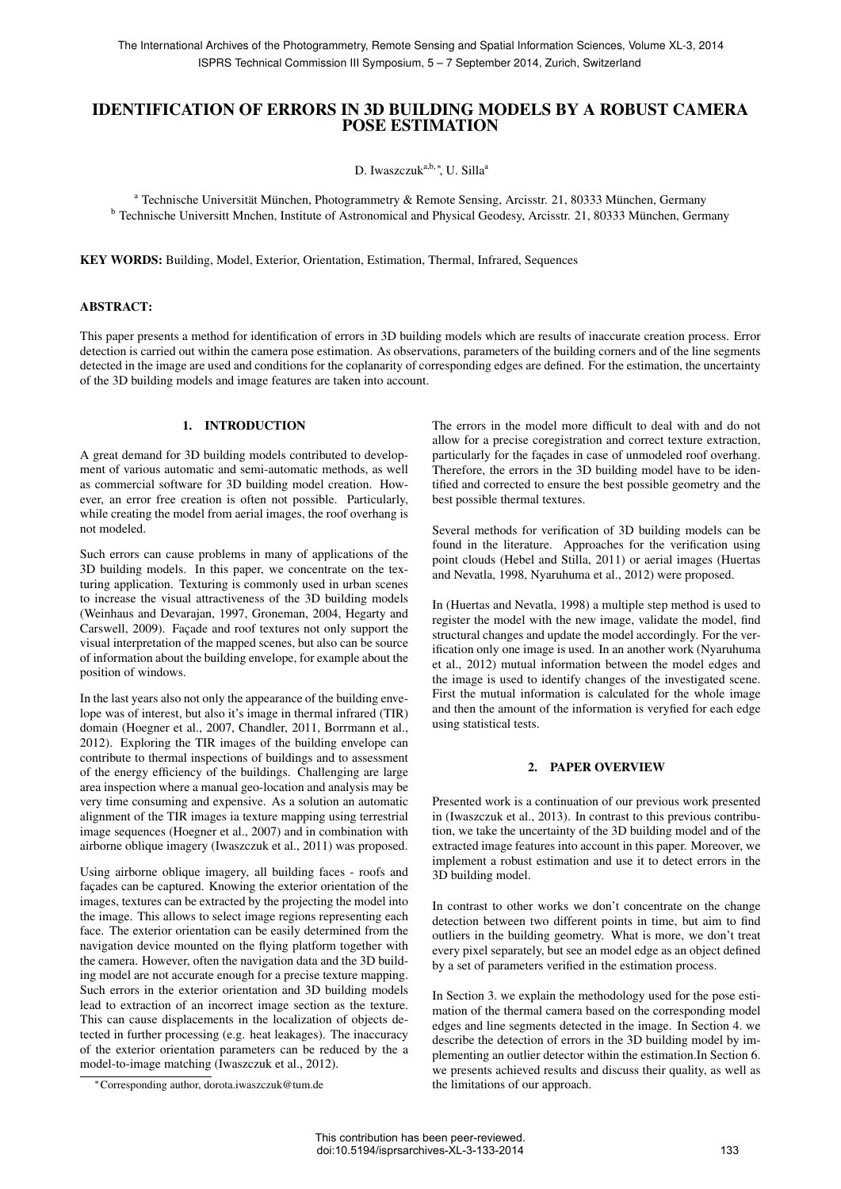# IDENTIFICATION OF ERRORS IN 3D BUILDING MODELS BY A ROBUST CAMERA POSE ESTIMATION

D. Iwaszczuk[a,b,*], U. Silla[a]

[a] Technische Universität München, Photogrammetry & Remote Sensing, Arcisstr. 21, 80333 München, Germany
[b] Technische Universitt Mnchen, Institute of Astronomical and Physical Geodesy, Arcisstr. 21, 80333 München, Germany

**KEY WORDS:** Building, Model, Exterior, Orientation, Estimation, Thermal, Infrared, Sequences

**ABSTRACT:**

This paper presents a method for identification of errors in 3D building models which are results of inaccurate creation process. Error detection is carried out within the camera pose estimation. As observations, parameters of the building corners and of the line segments detected in the image are used and conditions for the coplanarity of corresponding edges are defined. For the estimation, the uncertainty of the 3D building models and image features are taken into account.

## 1. INTRODUCTION

A great demand for 3D building models contributed to development of various automatic and semi-automatic methods, as well as commercial software for 3D building model creation. However, an error free creation is often not possible. Particularly, while creating the model from aerial images, the roof overhang is not modeled.

Such errors can cause problems in many of applications of the 3D building models. In this paper, we concentrate on the texturing application. Texturing is commonly used in urban scenes to increase the visual attractiveness of the 3D building models (Weinhaus and Devarajan, 1997, Groneman, 2004, Hegarty and Carswell, 2009). Façade and roof textures not only support the visual interpretation of the mapped scenes, but also can be source of information about the building envelope, for example about the position of windows.

In the last years also not only the appearance of the building envelope was of interest, but also it's image in thermal infrared (TIR) domain (Hoegner et al., 2007, Chandler, 2011, Borrmann et al., 2012). Exploring the TIR images of the building envelope can contribute to thermal inspections of buildings and to assessment of the energy efficiency of the buildings. Challenging are large area inspection where a manual geo-location and analysis may be very time consuming and expensive. As a solution an automatic alignment of the TIR images ia texture mapping using terrestrial image sequences (Hoegner et al., 2007) and in combination with airborne oblique imagery (Iwaszczuk et al., 2011) was proposed.

Using airborne oblique imagery, all building faces - roofs and façades can be captured. Knowing the exterior orientation of the images, textures can be extracted by the projecting the model into the image. This allows to select image regions representing each face. The exterior orientation can be easily determined from the navigation device mounted on the flying platform together with the camera. However, often the navigation data and the 3D building model are not accurate enough for a precise texture mapping. Such errors in the exterior orientation and 3D building models lead to extraction of an incorrect image section as the texture. This can cause displacements in the localization of objects detected in further processing (e.g. heat leakages). The inaccuracy of the exterior orientation parameters can be reduced by a model-to-image matching (Iwaszczuk et al., 2012).

The errors in the model more difficult to deal with and do not allow for a precise coregistration and correct texture extraction, particularly for the façades in case of unmodeled roof overhang. Therefore, the errors in the 3D building model have to be identified and corrected to ensure the best possible geometry and the best possible thermal textures.

Several methods for verification of 3D building models can be found in the literature. Approaches for the verification using point clouds (Hebel and Stilla, 2011) or aerial images (Huertas and Nevatla, 1998, Nyaruhuma et al., 2012) were proposed.

In (Huertas and Nevatla, 1998) a multiple step method is used to register the model with the new image, validate the model, find structural changes and update the model accordingly. For the verification only one image is used. In an another work (Nyaruhuma et al., 2012) mutual information between the model edges and the image is used to identify changes of the investigated scene. First the mutual information is calculated for the whole image and then the amount of the information is veryfied for each edge using statistical tests.

## 2. PAPER OVERVIEW

Presented work is a continuation of our previous work presented in (Iwaszczuk et al., 2013). In contrast to this previous contribution, we take the uncertainty of the 3D building model and of the extracted image features into account in this paper. Moreover, we implement a robust estimation and use it to detect errors in the 3D building model.

In contrast to other works we don't concentrate on the change detection between two different points in time, but aim to find outliers in the building geometry. What is more, we don't treat every pixel separately, but see an model edge as an object defined by a set of parameters verified in the estimation process.

In Section 3. we explain the methodology used for the pose estimation of the thermal camera based on the corresponding model edges and line segments detected in the image. In Section 4. we describe the detection of errors in the 3D building model by implementing an outlier detector within the estimation.In Section 6. we presents achieved results and discuss their quality, as well as the limitations of our approach.

*Corresponding author, dorota.iwaszczuk@tum.de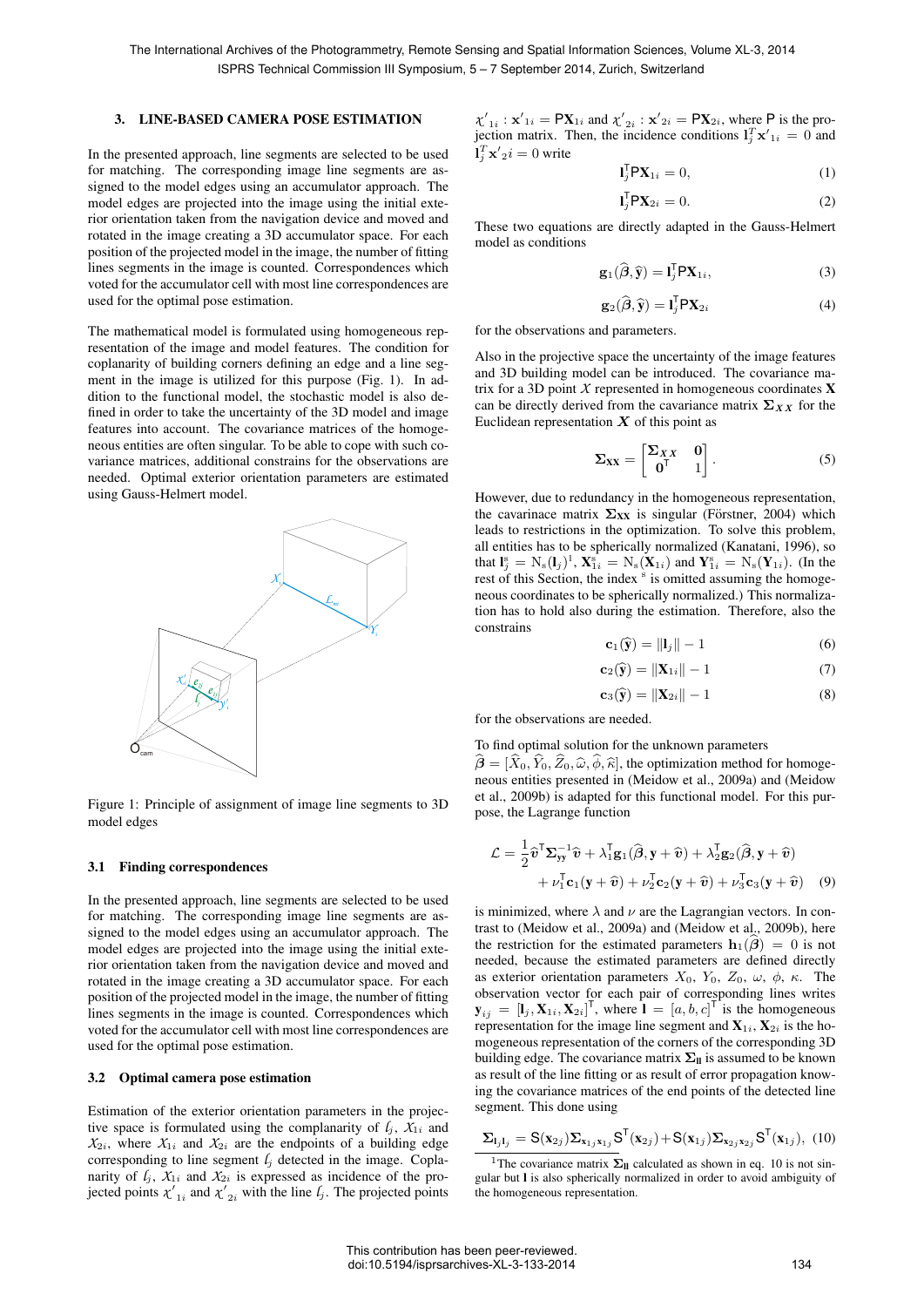## 3. LINE-BASED CAMERA POSE ESTIMATION

In the presented approach, line segments are selected to be used for matching. The corresponding image line segments are assigned to the model edges using an accumulator approach. The model edges are projected into the image using the initial exterior orientation taken from the navigation device and moved and rotated in the image creating a 3D accumulator space. For each position of the projected model in the image, the number of fitting lines segments in the image is counted. Correspondences which voted for the accumulator cell with most line correspondences are used for the optimal pose estimation.

The mathematical model is formulated using homogeneous representation of the image and model features. The condition for coplanarity of building corners defining an edge and a line segment in the image is utilized for this purpose (Fig. 1). In addition to the functional model, the stochastic model is also defined in order to take the uncertainty of the 3D model and image features into account. The covariance matrices of the homogeneous entities are often singular. To be able to cope with such covariance matrices, additional constrains for the observations are needed. Optimal exterior orientation parameters are estimated using Gauss-Helmert model.

Figure 1: Principle of assignment of image line segments to 3D model edges

### 3.1 Finding correspondences

In the presented approach, line segments are selected to be used for matching. The corresponding image line segments are assigned to the model edges using an accumulator approach. The model edges are projected into the image using the initial exterior orientation taken from the navigation device and moved and rotated in the image creating a 3D accumulator space. For each position of the projected model in the image, the number of fitting lines segments in the image is counted. Correspondences which voted for the accumulator cell with most line correspondences are used for the optimal pose estimation.

### 3.2 Optimal camera pose estimation

Estimation of the exterior orientation parameters in the projective space is formulated using the complanarity of $l_j$, $\mathcal{X}_{1i}$ and $\mathcal{X}_{2i}$, where $\mathcal{X}_{1i}$ and $\mathcal{X}_{2i}$ are the endpoints of a building edge corresponding to line segment $l_j$ detected in the image. Coplanarity of $l_j$, $\mathcal{X}_{1i}$ and $\mathcal{X}_{2i}$ is expressed as incidence of the projected points $\chi'_{1i}$ and $\chi'_{2i}$ with the line $l_j$. The projected points $\chi'_{1i} : \mathbf{x}'_{1i} = \mathsf{P}\mathbf{X}_{1i}$ and $\chi'_{2i} : \mathbf{x}'_{2i} = \mathsf{P}\mathbf{X}_{2i}$, where $\mathsf{P}$ is the projection matrix. Then, the incidence conditions $\mathbf{l}_j^T\mathbf{x}'_{1i} = 0$ and $\mathbf{l}_j^T\mathbf{x}'_{2}i = 0$ write

$$\mathbf{l}_j^\mathsf{T}\mathsf{P}\mathbf{X}_{1i} = 0, \tag{1}$$

$$\mathbf{l}_j^\mathsf{T}\mathsf{P}\mathbf{X}_{2i} = 0. \tag{2}$$

These two equations are directly adapted in the Gauss-Helmert model as conditions

$$\mathbf{g}_1(\widehat{\boldsymbol{\beta}}, \widehat{\mathbf{y}}) = \mathbf{l}_j^\mathsf{T}\mathsf{P}\mathbf{X}_{1i}, \tag{3}$$

$$\mathbf{g}_2(\widehat{\boldsymbol{\beta}}, \widehat{\mathbf{y}}) = \mathbf{l}_j^\mathsf{T}\mathsf{P}\mathbf{X}_{2i} \tag{4}$$

for the observations and parameters.

Also in the projective space the uncertainty of the image features and 3D building model can be introduced. The covariance matrix for a 3D point $\mathcal{X}$ represented in homogeneous coordinates $\mathbf{X}$ can be directly derived from the cavariance matrix $\boldsymbol{\Sigma}_{XX}$ for the Euclidean representation $\boldsymbol{X}$ of this point as

$$\boldsymbol{\Sigma}_{\mathbf{XX}} = \begin{bmatrix} \boldsymbol{\Sigma}_{XX} & \mathbf{0} \\ \mathbf{0}^\mathsf{T} & 1 \end{bmatrix}. \tag{5}$$

However, due to redundancy in the homogeneous representation, the cavariance matrix $\boldsymbol{\Sigma}_{\mathbf{XX}}$ is singular (Förstner, 2004) which leads to restrictions in the optimization. To solve this problem, all entities has to be spherically normalized (Kanatani, 1996), so that $\mathbf{l}_j^s = \mathrm{N_s}(\mathbf{l}_j)$[1], $\mathbf{X}_{1i}^s = \mathrm{N_s}(\mathbf{X}_{1i})$ and $\mathbf{Y}_{1i}^s = \mathrm{N_s}(\mathbf{Y}_{1i})$. (In the rest of this Section, the index $^s$ is omitted assuming the homogeneous coordinates to be spherically normalized.) This normalization has to hold also during the estimation. Therefore, also the constrains

$$\mathbf{c}_1(\widehat{\mathbf{y}}) = \|\mathbf{l}_j\| - 1 \tag{6}$$

$$\mathbf{c}_2(\widehat{\mathbf{y}}) = \|\mathbf{X}_{1i}\| - 1 \tag{7}$$

$$\mathbf{c}_3(\widehat{\mathbf{y}}) = \|\mathbf{X}_{2i}\| - 1 \tag{8}$$

for the observations are needed.

To find optimal solution for the unknown parameters $\widehat{\boldsymbol{\beta}} = [\widehat{X}_0, \widehat{Y}_0, \widehat{Z}_0, \widehat{\omega}, \widehat{\phi}, \widehat{\kappa}]$, the optimization method for homogeneous entities presented in (Meidow et al., 2009a) and (Meidow et al., 2009b) is adapted for this functional model. For this purpose, the Lagrange function

$$\mathcal{L} = \frac{1}{2}\widehat{\boldsymbol{v}}^\mathsf{T}\boldsymbol{\Sigma}_{\mathbf{yy}}^{-1}\widehat{\boldsymbol{v}} + \lambda_1^\mathsf{T}\mathbf{g}_1(\widehat{\boldsymbol{\beta}}, \mathbf{y} + \widehat{\boldsymbol{v}}) + \lambda_2^\mathsf{T}\mathbf{g}_2(\widehat{\boldsymbol{\beta}}, \mathbf{y} + \widehat{\boldsymbol{v}}) + \nu_1^\mathsf{T}\mathbf{c}_1(\mathbf{y} + \widehat{\boldsymbol{v}}) + \nu_2^\mathsf{T}\mathbf{c}_2(\mathbf{y} + \widehat{\boldsymbol{v}}) + \nu_3^\mathsf{T}\mathbf{c}_3(\mathbf{y} + \widehat{\boldsymbol{v}}) \tag{9}$$

is minimized, where $\lambda$ and $\nu$ are the Lagrangian vectors. In contrast to (Meidow et al., 2009a) and (Meidow et al., 2009b), here the restriction for the estimated parameters $\mathbf{h}_1(\widehat{\boldsymbol{\beta}}) = 0$ is not needed, because the estimated parameters are defined directly as exterior orientation parameters $X_0$, $Y_0$, $Z_0$, $\omega$, $\phi$, $\kappa$. The observation vector for each pair of corresponding lines writes $\mathbf{y}_{ij} = [\mathbf{l}_j, \mathbf{X}_{1i}, \mathbf{X}_{2i}]^\mathsf{T}$, where $\mathbf{l} = [a, b, c]^\mathsf{T}$ is the homogeneous representation for the image line segment and $\mathbf{X}_{1i}, \mathbf{X}_{2i}$ is the homogeneous representation of the corners of the corresponding 3D building edge. The covariance matrix $\boldsymbol{\Sigma}_{\mathbf{ll}}$ is assumed to be known as result of the line fitting or as result of error propagation knowing the covariance matrices of the end points of the detected line segment. This done using

$$\boldsymbol{\Sigma}_{\mathbf{l}_j\mathbf{l}_j} = \mathsf{S}(\mathbf{x}_{2j})\boldsymbol{\Sigma}_{\mathbf{x}_{1j}\mathbf{x}_{1j}}\mathsf{S}^\mathsf{T}(\mathbf{x}_{2j}) + \mathsf{S}(\mathbf{x}_{1j})\boldsymbol{\Sigma}_{\mathbf{x}_{2j}\mathbf{x}_{2j}}\mathsf{S}^\mathsf{T}(\mathbf{x}_{1j}), \tag{10}$$

[1] The covariance matrix $\boldsymbol{\Sigma}_{\mathbf{ll}}$ calculated as shown in eq. 10 is not singular but $\mathbf{l}$ is also spherically normalized in order to avoid ambiguity of the homogeneous representation.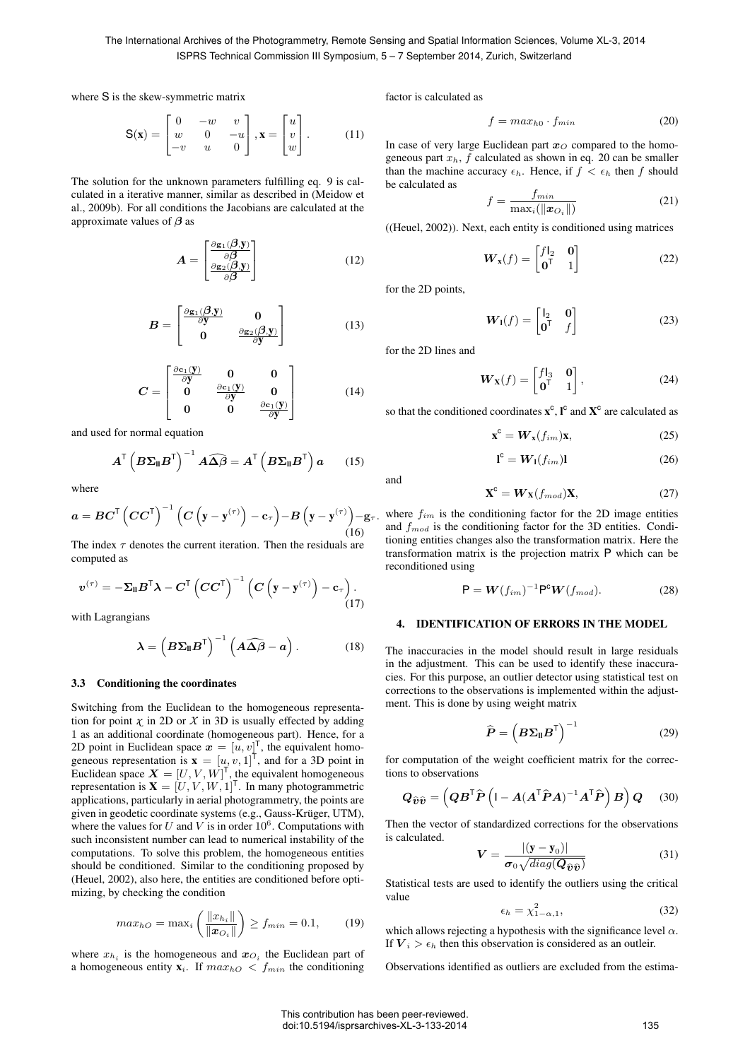where $\mathsf{S}$ is the skew-symmetric matrix

$$\mathsf{S}(\mathbf{x}) = \begin{bmatrix} 0 & -w & v \\ w & 0 & -u \\ -v & u & 0 \end{bmatrix}, \mathbf{x} = \begin{bmatrix} u \\ v \\ w \end{bmatrix}. \tag{11}$$

The solution for the unknown parameters fulfilling eq. 9 is calculated in a iterative manner, similar as described in (Meidow et al., 2009b). For all conditions the Jacobians are calculated at the approximate values of $\boldsymbol{\beta}$ as

$$\boldsymbol{A} = \begin{bmatrix} \frac{\partial \mathbf{g}_1(\boldsymbol{\beta}, \mathbf{y})}{\partial \boldsymbol{\beta}} \\ \frac{\partial \mathbf{g}_2(\boldsymbol{\beta}, \mathbf{y})}{\partial \boldsymbol{\beta}} \end{bmatrix} \tag{12}$$

$$\boldsymbol{B} = \begin{bmatrix} \frac{\partial \mathbf{g}_1(\boldsymbol{\beta}, \mathbf{y})}{\partial \mathbf{y}} & \mathbf{0} \\ \mathbf{0} & \frac{\partial \mathbf{g}_2(\boldsymbol{\beta}, \mathbf{y})}{\partial \mathbf{y}} \end{bmatrix} \tag{13}$$

$$\boldsymbol{C} = \begin{bmatrix} \frac{\partial \mathbf{c}_1(\mathbf{y})}{\partial \mathbf{y}} & \mathbf{0} & \mathbf{0} \\ \mathbf{0} & \frac{\partial \mathbf{c}_1(\mathbf{y})}{\partial \mathbf{y}} & \mathbf{0} \\ \mathbf{0} & \mathbf{0} & \frac{\partial \mathbf{c}_1(\mathbf{y})}{\partial \mathbf{y}} \end{bmatrix} \tag{14}$$

and used for normal equation

$$\boldsymbol{A}^{\mathsf{T}} \left( \boldsymbol{B} \boldsymbol{\Sigma}_{\mathbf{ll}} \boldsymbol{B}^{\mathsf{T}} \right)^{-1} \boldsymbol{A} \widehat{\boldsymbol{\Delta\beta}} = \boldsymbol{A}^{\mathsf{T}} \left( \boldsymbol{B} \boldsymbol{\Sigma}_{\mathbf{ll}} \boldsymbol{B}^{\mathsf{T}} \right) \boldsymbol{a} \tag{15}$$

where

$$\boldsymbol{a} = \boldsymbol{B} \boldsymbol{C}^{\mathsf{T}} \left( \boldsymbol{C} \boldsymbol{C}^{\mathsf{T}} \right)^{-1} \left( \boldsymbol{C} \left( \mathbf{y} - \mathbf{y}^{(\tau)} \right) - \mathbf{c}_{\tau} \right) - \boldsymbol{B} \left( \mathbf{y} - \mathbf{y}^{(\tau)} \right) - \mathbf{g}_{\tau}. \tag{16}$$

The index $\tau$ denotes the current iteration. Then the residuals are computed as

$$\boldsymbol{v}^{(\tau)} = -\boldsymbol{\Sigma}_{\mathbf{ll}} \boldsymbol{B}^{\mathsf{T}} \boldsymbol{\lambda} - \boldsymbol{C}^{\mathsf{T}} \left( \boldsymbol{C} \boldsymbol{C}^{\mathsf{T}} \right)^{-1} \left( \boldsymbol{C} \left( \mathbf{y} - \mathbf{y}^{(\tau)} \right) - \mathbf{c}_{\tau} \right). \tag{17}$$

with Lagrangians

$$\boldsymbol{\lambda} = \left( \boldsymbol{B} \boldsymbol{\Sigma}_{\mathbf{ll}} \boldsymbol{B}^{\mathsf{T}} \right)^{-1} \left( \boldsymbol{A} \widehat{\boldsymbol{\Delta\beta}} - \boldsymbol{a} \right). \tag{18}$$

### 3.3 Conditioning the coordinates

Switching from the Euclidean to the homogeneous representation for point $\chi$ in 2D or $\mathcal{X}$ in 3D is usually effected by adding 1 as an additional coordinate (homogeneous part). Hence, for a 2D point in Euclidean space $\boldsymbol{x} = [u, v]^{\mathsf{T}}$, the equivalent homogeneous representation is $\mathbf{x} = [u, v, 1]^{\mathsf{T}}$, and for a 3D point in Euclidean space $\boldsymbol{X} = [U, V, W]^{\mathsf{T}}$, the equivalent homogeneous representation is $\mathbf{X} = [U, V, W, 1]^{\mathsf{T}}$. In many photogrammetric applications, particularly in aerial photogrammetry, the points are given in geodetic coordinate systems (e.g., Gauss-Krüger, UTM), where the values for $U$ and $V$ is in order $10^6$. Computations with such inconsistent number can lead to numerical instability of the computations. To solve this problem, the homogeneous entities should be conditioned. Similar to the conditioning proposed by (Heuel, 2002), also here, the entities are conditioned before optimizing, by checking the condition

$$max_{hO} = \max_i \left( \frac{\|x_{h_i}\|}{\|\boldsymbol{x}_{O_i}\|} \right) \geq f_{min} = 0.1, \tag{19}$$

where $x_{h_i}$ is the homogeneous and $\boldsymbol{x}_{O_i}$ the Euclidean part of a homogeneous entity $\mathbf{x}_i$. If $max_{hO} < f_{min}$ the conditioning factor is calculated as

$$f = max_{h0} \cdot f_{min} \tag{20}$$

In case of very large Euclidean part $\boldsymbol{x}_O$ compared to the homogeneous part $x_h$, $f$ calculated as shown in eq. 20 can be smaller than the machine accuracy $\epsilon_h$. Hence, if $f < \epsilon_h$ then $f$ should be calculated as

$$f = \frac{f_{min}}{\max_i(\|\boldsymbol{x}_{O_i}\|)} \tag{21}$$

((Heuel, 2002)). Next, each entity is conditioned using matrices

$$\boldsymbol{W}_{\mathbf{x}}(f) = \begin{bmatrix} f\mathsf{I}_2 & \mathbf{0} \\ \mathbf{0}^{\mathsf{T}} & 1 \end{bmatrix} \tag{22}$$

for the 2D points,

$$\boldsymbol{W}_{\mathbf{l}}(f) = \begin{bmatrix} \mathsf{I}_2 & \mathbf{0} \\ \mathbf{0}^{\mathsf{T}} & f \end{bmatrix} \tag{23}$$

for the 2D lines and

$$\boldsymbol{W}_{\mathbf{X}}(f) = \begin{bmatrix} f\mathsf{I}_3 & \mathbf{0} \\ \mathbf{0}^{\mathsf{T}} & 1 \end{bmatrix}, \tag{24}$$

so that the conditioned coordinates $\mathbf{x}^{\mathsf{c}}$, $\mathbf{l}^{\mathsf{c}}$ and $\mathbf{X}^{\mathsf{c}}$ are calculated as

$$\mathbf{x}^{\mathsf{c}} = \boldsymbol{W}_{\mathbf{x}}(f_{im})\mathbf{x}, \tag{25}$$

$$\mathbf{l}^{\mathsf{c}} = \boldsymbol{W}_{\mathbf{l}}(f_{im})\mathbf{l} \tag{26}$$

and

$$\mathbf{X}^{\mathsf{c}} = \boldsymbol{W}_{\mathbf{X}}(f_{mod})\mathbf{X}, \tag{27}$$

where $f_{im}$ is the conditioning factor for the 2D image entities and $f_{mod}$ is the conditioning factor for the 3D entities. Conditioning entities changes also the transformation matrix. Here the transformation matrix is the projection matrix $\mathsf{P}$ which can be reconditioned using

$$\mathsf{P} = \boldsymbol{W}(f_{im})^{-1} \mathsf{P}^{\mathsf{c}} \boldsymbol{W}(f_{mod}). \tag{28}$$

## 4. IDENTIFICATION OF ERRORS IN THE MODEL

The inaccuracies in the model should result in large residuals in the adjustment. This can be used to identify these inaccuracies. For this purpose, an outlier detector using statistical test on corrections to the observations is implemented within the adjustment. This is done by using weight matrix

$$\widehat{\boldsymbol{P}} = \left( \boldsymbol{B} \boldsymbol{\Sigma}_{\mathbf{ll}} \boldsymbol{B}^{\mathsf{T}} \right)^{-1} \tag{29}$$

for computation of the weight coefficient matrix for the corrections to observations

$$\boldsymbol{Q}_{\widehat{\boldsymbol{v}}\widehat{\boldsymbol{v}}} = \left( \boldsymbol{Q} \boldsymbol{B}^{\mathsf{T}} \widehat{\boldsymbol{P}} \left( \mathsf{I} - \boldsymbol{A} (\boldsymbol{A}^{\mathsf{T}} \widehat{\boldsymbol{P}} \boldsymbol{A})^{-1} \boldsymbol{A}^{\mathsf{T}} \widehat{\boldsymbol{P}} \right) \boldsymbol{B} \right) \boldsymbol{Q} \tag{30}$$

Then the vector of standardized corrections for the observations is calculated.

$$\boldsymbol{V} = \frac{|(\mathbf{y} - \mathbf{y}_0)|}{\boldsymbol{\sigma}_0 \sqrt{diag(\boldsymbol{Q}_{\widehat{\boldsymbol{v}}\widehat{\boldsymbol{v}}})}} \tag{31}$$

Statistical tests are used to identify the outliers using the critical value

$$\epsilon_h = \chi^2_{1-\alpha,1}, \tag{32}$$

which allows rejecting a hypothesis with the significance level $\alpha$. If $\boldsymbol{V}_i > \epsilon_h$ then this observation is considered as an outleir.

Observations identified as outliers are excluded from the estima-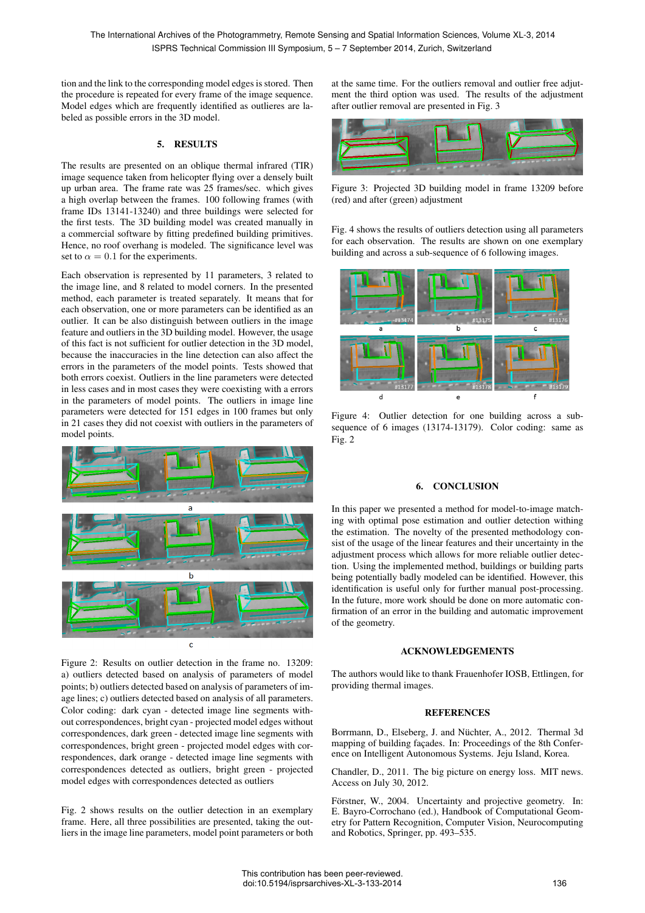tion and the link to the corresponding model edges is stored. Then the procedure is repeated for every frame of the image sequence. Model edges which are frequently identified as outlieres are labeled as possible errors in the 3D model.

## 5. RESULTS

The results are presented on an oblique thermal infrared (TIR) image sequence taken from helicopter flying over a densely built up urban area. The frame rate was 25 frames/sec. which gives a high overlap between the frames. 100 following frames (with frame IDs 13141-13240) and three buildings were selected for the first tests. The 3D building model was created manually in a commercial software by fitting predefined building primitives. Hence, no roof overhang is modeled. The significance level was set to $\alpha = 0.1$ for the experiments.

Each observation is represented by 11 parameters, 3 related to the image line, and 8 related to model corners. In the presented method, each parameter is treated separately. It means that for each observation, one or more parameters can be identified as an outlier. It can be also distinguish between outliers in the image feature and outliers in the 3D building model. However, the usage of this fact is not sufficient for outlier detection in the 3D model, because the inaccuracies in the line detection can also affect the errors in the parameters of the model points. Tests showed that both errors coexist. Outliers in the line parameters were detected in less cases and in most cases they were coexisting with a errors in the parameters of model points. The outliers in image line parameters were detected for 151 edges in 100 frames but only in 21 cases they did not coexist with outliers in the parameters of model points.

Figure 2: Results on outlier detection in the frame no. 13209: a) outliers detected based on analysis of parameters of model points; b) outliers detected based on analysis of parameters of image lines; c) outliers detected based on analysis of all parameters. Color coding: dark cyan - detected image line segments without correspondences, bright cyan - projected model edges without correspondences, dark green - detected image line segments with correspondences, bright green - projected model edges with correspondences, dark orange - detected image line segments with correspondences detected as outliers, bright green - projected model edges with correspondences detected as outliers

Fig. 2 shows results on the outlier detection in an exemplary frame. Here, all three possibilities are presented, taking the outliers in the image line parameters, model point parameters or both at the same time. For the outliers removal and outlier free adjutment the third option was used. The results of the adjustment after outlier removal are presented in Fig. 3

Figure 3: Projected 3D building model in frame 13209 before (red) and after (green) adjustment

Fig. 4 shows the results of outliers detection using all parameters for each observation. The results are shown on one exemplary building and across a sub-sequence of 6 following images.

Figure 4: Outlier detection for one building across a sub-sequence of 6 images (13174-13179). Color coding: same as Fig. 2

## 6. CONCLUSION

In this paper we presented a method for model-to-image matching with optimal pose estimation and outlier detection withing the estimation. The novelty of the presented methodology consist of the usage of the linear features and their uncertainty in the adjustment process which allows for more reliable outlier detection. Using the implemented method, buildings or building parts being potentially badly modeled can be identified. However, this identification is useful only for further manual post-processing. In the future, more work should be done on more automatic confirmation of an error in the building and automatic improvement of the geometry.

## ACKNOWLEDGEMENTS

The authors would like to thank Frauenhofer IOSB, Ettlingen, for providing thermal images.

## REFERENCES

Borrmann, D., Elseberg, J. and Nüchter, A., 2012. Thermal 3d mapping of building façades. In: Proceedings of the 8th Conference on Intelligent Autonomous Systems. Jeju Island, Korea.

Chandler, D., 2011. The big picture on energy loss. MIT news. Access on July 30, 2012.

Förstner, W., 2004. Uncertainty and projective geometry. In: E. Bayro-Corrochano (ed.), Handbook of Computational Geometry for Pattern Recognition, Computer Vision, Neurocomputing and Robotics, Springer, pp. 493–535.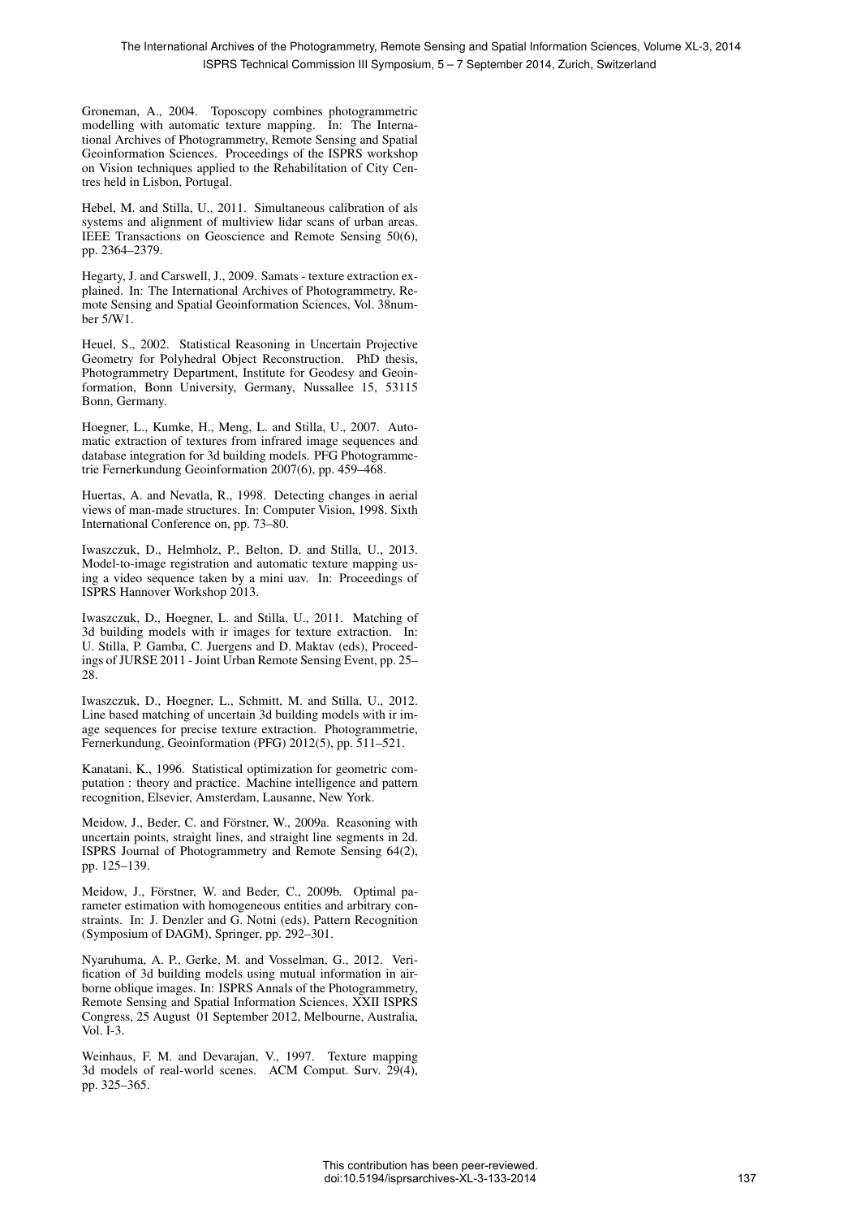Groneman, A., 2004. Toposcopy combines photogrammetric modelling with automatic texture mapping. In: The International Archives of Photogrammetry, Remote Sensing and Spatial Geoinformation Sciences. Proceedings of the ISPRS workshop on Vision techniques applied to the Rehabilitation of City Centres held in Lisbon, Portugal.

Hebel, M. and Stilla, U., 2011. Simultaneous calibration of als systems and alignment of multiview lidar scans of urban areas. IEEE Transactions on Geoscience and Remote Sensing 50(6), pp. 2364–2379.

Hegarty, J. and Carswell, J., 2009. Samats - texture extraction explained. In: The International Archives of Photogrammetry, Remote Sensing and Spatial Geoinformation Sciences, Vol. 38number 5/W1.

Heuel, S., 2002. Statistical Reasoning in Uncertain Projective Geometry for Polyhedral Object Reconstruction. PhD thesis, Photogrammetry Department, Institute for Geodesy and Geoinformation, Bonn University, Germany, Nussallee 15, 53115 Bonn, Germany.

Hoegner, L., Kumke, H., Meng, L. and Stilla, U., 2007. Automatic extraction of textures from infrared image sequences and database integration for 3d building models. PFG Photogrammetrie Fernerkundung Geoinformation 2007(6), pp. 459–468.

Huertas, A. and Nevatla, R., 1998. Detecting changes in aerial views of man-made structures. In: Computer Vision, 1998. Sixth International Conference on, pp. 73–80.

Iwaszczuk, D., Helmholz, P., Belton, D. and Stilla, U., 2013. Model-to-image registration and automatic texture mapping using a video sequence taken by a mini uav. In: Proceedings of ISPRS Hannover Workshop 2013.

Iwaszczuk, D., Hoegner, L. and Stilla, U., 2011. Matching of 3d building models with ir images for texture extraction. In: U. Stilla, P. Gamba, C. Juergens and D. Maktav (eds), Proceedings of JURSE 2011 - Joint Urban Remote Sensing Event, pp. 25–28.

Iwaszczuk, D., Hoegner, L., Schmitt, M. and Stilla, U., 2012. Line based matching of uncertain 3d building models with ir image sequences for precise texture extraction. Photogrammetrie, Fernerkundung, Geoinformation (PFG) 2012(5), pp. 511–521.

Kanatani, K., 1996. Statistical optimization for geometric computation : theory and practice. Machine intelligence and pattern recognition, Elsevier, Amsterdam, Lausanne, New York.

Meidow, J., Beder, C. and Förstner, W., 2009a. Reasoning with uncertain points, straight lines, and straight line segments in 2d. ISPRS Journal of Photogrammetry and Remote Sensing 64(2), pp. 125–139.

Meidow, J., Förstner, W. and Beder, C., 2009b. Optimal parameter estimation with homogeneous entities and arbitrary constraints. In: J. Denzler and G. Notni (eds), Pattern Recognition (Symposium of DAGM), Springer, pp. 292–301.

Nyaruhuma, A. P., Gerke, M. and Vosselman, G., 2012. Verification of 3d building models using mutual information in airborne oblique images. In: ISPRS Annals of the Photogrammetry, Remote Sensing and Spatial Information Sciences, XXII ISPRS Congress, 25 August 01 September 2012, Melbourne, Australia, Vol. I-3.

Weinhaus, F. M. and Devarajan, V., 1997. Texture mapping 3d models of real-world scenes. ACM Comput. Surv. 29(4), pp. 325–365.